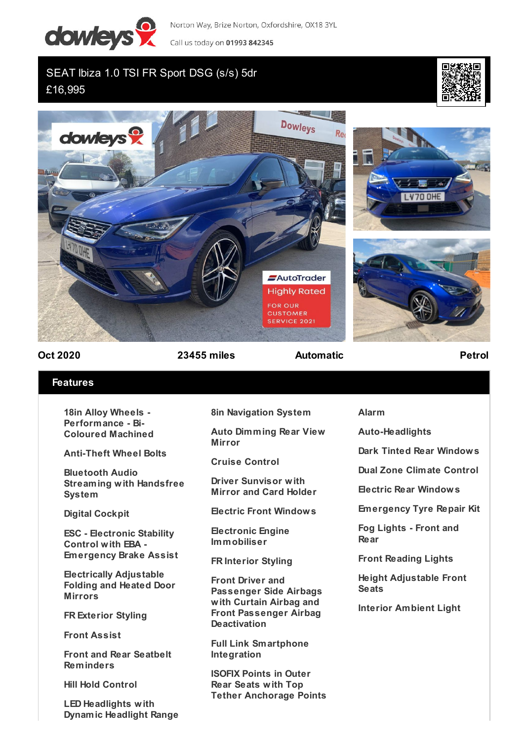Norton Way, Brize Norton, Oxfordshire, OX18 3YL

Call us today on **01993 842345**

# SEAT Ibiza 1.0 TSI FR Sport DSG (s/s) 5dr

£16,995

**Oct 2020** | **23455 miles** | **Automatic** | **Petrol**

## Features

- 18in Alloy Wheels - Performance - Bi-Coloured Machined
- Anti-Theft Wheel Bolts
- Bluetooth Audio Streaming with Handsfree System
- Digital Cockpit
- ESC - Electronic Stability Control with EBA - Emergency Brake Assist
- Electrically Adjustable Folding and Heated Door Mirrors
- FR Exterior Styling
- Front Assist
- Front and Rear Seatbelt Reminders
- Hill Hold Control
- LED Headlights with Dynamic Headlight Range
- 8in Navigation System
- Auto Dimming Rear View Mirror
- Cruise Control
- Driver Sunvisor with Mirror and Card Holder
- Electric Front Windows
- Electronic Engine Immobiliser
- FR Interior Styling
- Front Driver and Passenger Side Airbags with Curtain Airbag and Front Passenger Airbag Deactivation
- Full Link Smartphone Integration
- ISOFIX Points in Outer Rear Seats with Top Tether Anchorage Points
- Alarm
- Auto-Headlights
- Dark Tinted Rear Windows
- Dual Zone Climate Control
- Electric Rear Windows
- Emergency Tyre Repair Kit
- Fog Lights - Front and Rear
- Front Reading Lights
- Height Adjustable Front Seats
- Interior Ambient Light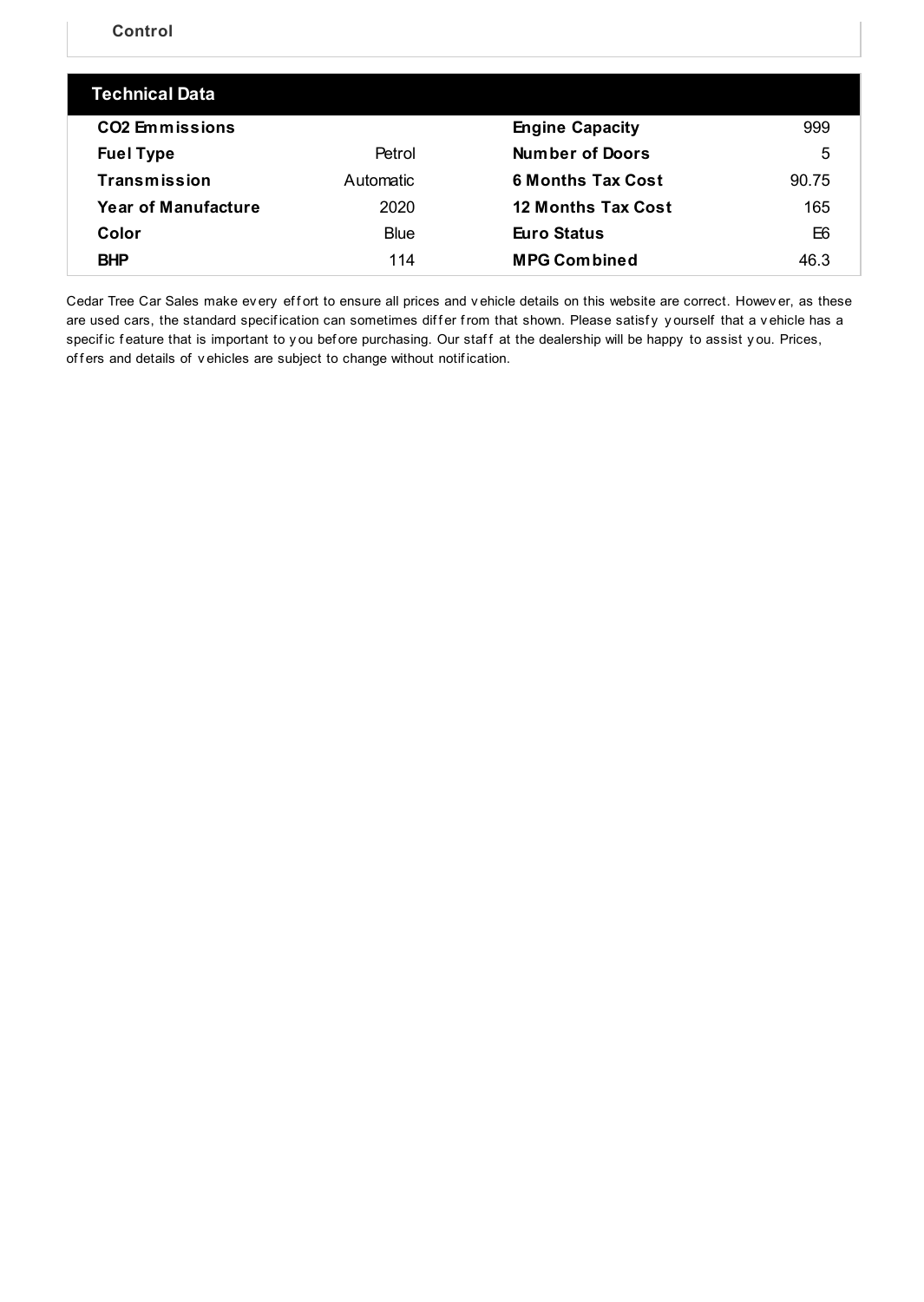**Control**

## Technical Data

| | | | |
|---|---|---|---|
| **CO2 Emmissions** | | **Engine Capacity** | 999 |
| **Fuel Type** | Petrol | **Number of Doors** | 5 |
| **Transmission** | Automatic | **6 Months Tax Cost** | 90.75 |
| **Year of Manufacture** | 2020 | **12 Months Tax Cost** | 165 |
| **Color** | Blue | **Euro Status** | E6 |
| **BHP** | 114 | **MPG Combined** | 46.3 |

Cedar Tree Car Sales make every effort to ensure all prices and vehicle details on this website are correct. However, as these are used cars, the standard specification can sometimes differ from that shown. Please satisfy yourself that a vehicle has a specific feature that is important to you before purchasing. Our staff at the dealership will be happy to assist you. Prices, offers and details of vehicles are subject to change without notification.